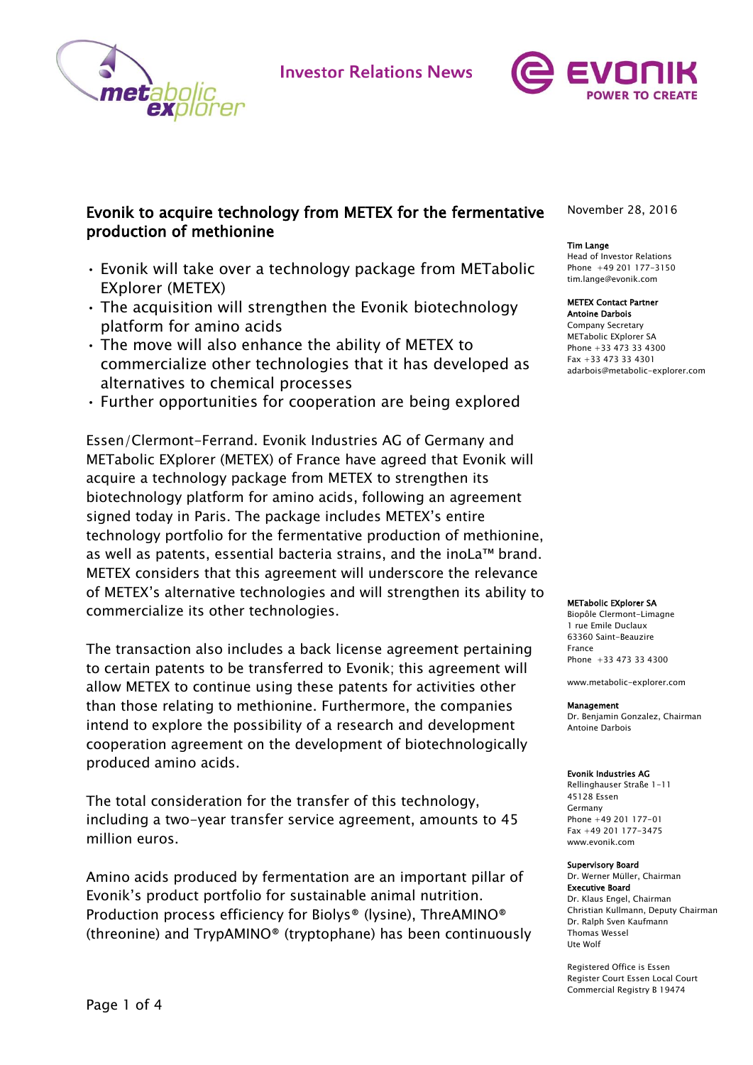Investor Relations News

# Evonik to acquire technology from METEX for the fermentative production of methionine

- Evonik will take over a technology package from METabolic EXplorer (METEX)
- The acquisition will strengthen the Evonik biotechnology platform for amino acids
- The move will also enhance the ability of METEX to commercialize other technologies that it has developed as alternatives to chemical processes
- Further opportunities for cooperation are being explored

Essen/Clermont-Ferrand. Evonik Industries AG of Germany and METabolic EXplorer (METEX) of France have agreed that Evonik will acquire a technology package from METEX to strengthen its biotechnology platform for amino acids, following an agreement signed today in Paris. The package includes METEX's entire technology portfolio for the fermentative production of methionine, as well as patents, essential bacteria strains, and the inoLa™ brand. METEX considers that this agreement will underscore the relevance of METEX's alternative technologies and will strengthen its ability to commercialize its other technologies.

The transaction also includes a back license agreement pertaining to certain patents to be transferred to Evonik; this agreement will allow METEX to continue using these patents for activities other than those relating to methionine. Furthermore, the companies intend to explore the possibility of a research and development cooperation agreement on the development of biotechnologically produced amino acids.

The total consideration for the transfer of this technology, including a two-year transfer service agreement, amounts to 45 million euros.

Amino acids produced by fermentation are an important pillar of Evonik's product portfolio for sustainable animal nutrition. Production process efficiency for Biolys® (lysine), ThreAMINO® (threonine) and TrypAMINO® (tryptophane) has been continuously

November 28, 2016

**Tim Lange**
Head of Investor Relations
Phone +49 201 177-3150
tim.lange@evonik.com

**METEX Contact Partner**
**Antoine Darbois**
Company Secretary
METabolic EXplorer SA
Phone +33 473 33 4300
Fax +33 473 33 4301
adarbois@metabolic-explorer.com

**METabolic EXplorer SA**
Biopôle Clermont-Limagne
1 rue Emile Duclaux
63360 Saint-Beauzire
France
Phone +33 473 33 4300

www.metabolic-explorer.com

**Management**
Dr. Benjamin Gonzalez, Chairman
Antoine Darbois

**Evonik Industries AG**
Rellinghauser Straße 1-11
45128 Essen
Germany
Phone +49 201 177-01
Fax +49 201 177-3475
www.evonik.com

**Supervisory Board**
Dr. Werner Müller, Chairman
**Executive Board**
Dr. Klaus Engel, Chairman
Christian Kullmann, Deputy Chairman
Dr. Ralph Sven Kaufmann
Thomas Wessel
Ute Wolf

Registered Office is Essen
Register Court Essen Local Court
Commercial Registry B 19474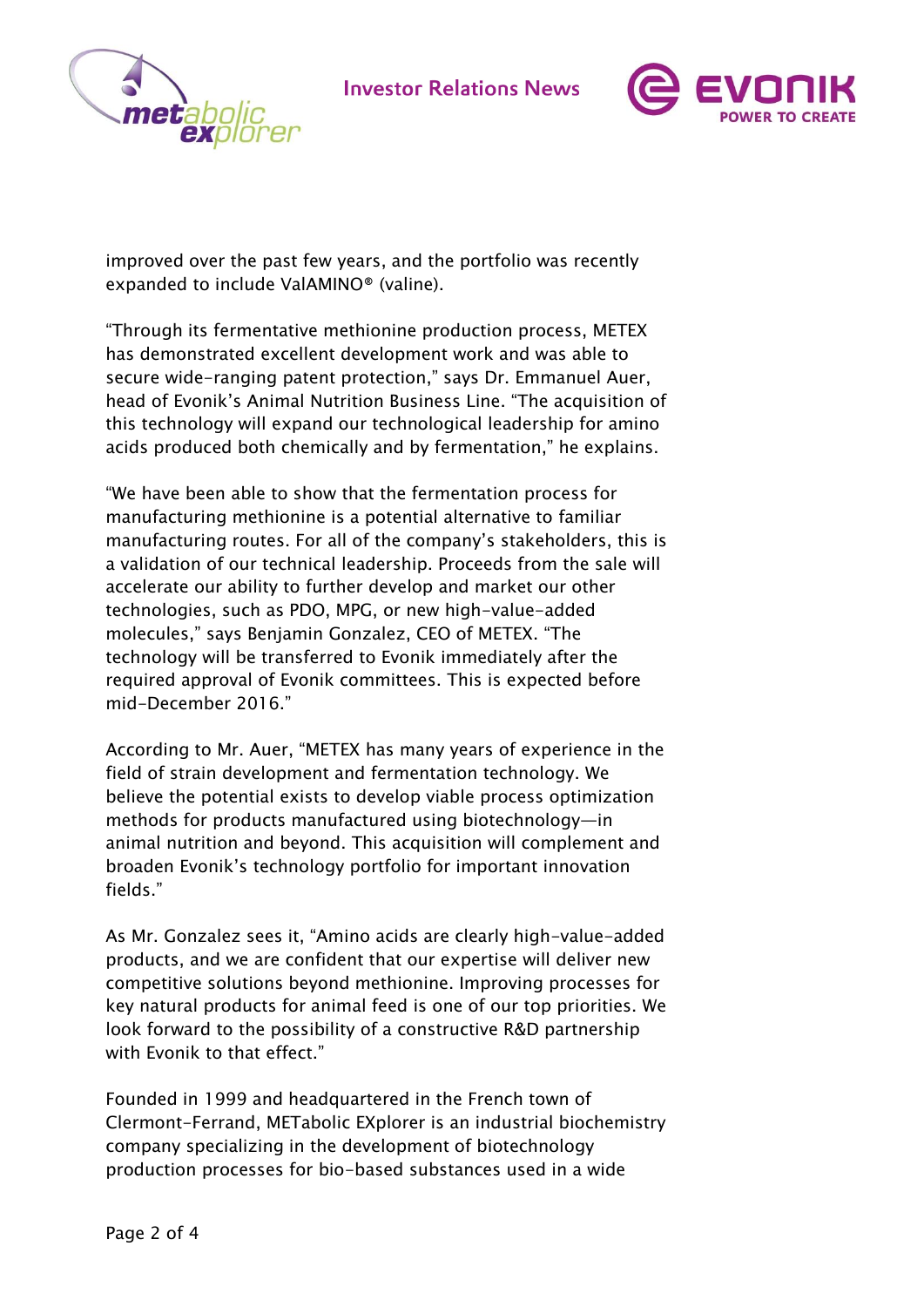improved over the past few years, and the portfolio was recently expanded to include ValAMINO® (valine).

"Through its fermentative methionine production process, METEX has demonstrated excellent development work and was able to secure wide-ranging patent protection," says Dr. Emmanuel Auer, head of Evonik's Animal Nutrition Business Line. "The acquisition of this technology will expand our technological leadership for amino acids produced both chemically and by fermentation," he explains.

"We have been able to show that the fermentation process for manufacturing methionine is a potential alternative to familiar manufacturing routes. For all of the company's stakeholders, this is a validation of our technical leadership. Proceeds from the sale will accelerate our ability to further develop and market our other technologies, such as PDO, MPG, or new high-value-added molecules," says Benjamin Gonzalez, CEO of METEX. "The technology will be transferred to Evonik immediately after the required approval of Evonik committees. This is expected before mid-December 2016."

According to Mr. Auer, "METEX has many years of experience in the field of strain development and fermentation technology. We believe the potential exists to develop viable process optimization methods for products manufactured using biotechnology—in animal nutrition and beyond. This acquisition will complement and broaden Evonik's technology portfolio for important innovation fields."

As Mr. Gonzalez sees it, "Amino acids are clearly high-value-added products, and we are confident that our expertise will deliver new competitive solutions beyond methionine. Improving processes for key natural products for animal feed is one of our top priorities. We look forward to the possibility of a constructive R&D partnership with Evonik to that effect."

Founded in 1999 and headquartered in the French town of Clermont-Ferrand, METabolic EXplorer is an industrial biochemistry company specializing in the development of biotechnology production processes for bio-based substances used in a wide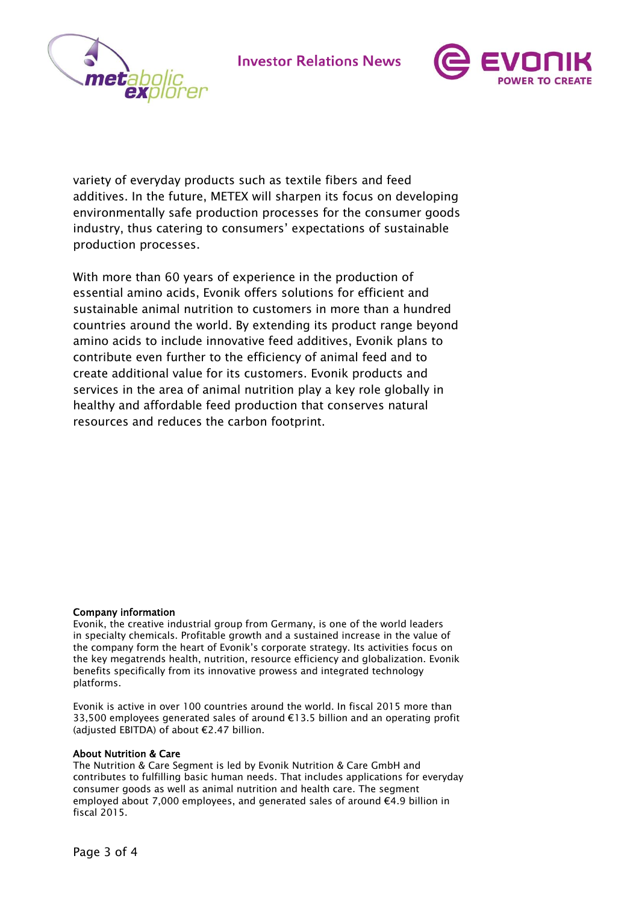variety of everyday products such as textile fibers and feed additives. In the future, METEX will sharpen its focus on developing environmentally safe production processes for the consumer goods industry, thus catering to consumers' expectations of sustainable production processes.

With more than 60 years of experience in the production of essential amino acids, Evonik offers solutions for efficient and sustainable animal nutrition to customers in more than a hundred countries around the world. By extending its product range beyond amino acids to include innovative feed additives, Evonik plans to contribute even further to the efficiency of animal feed and to create additional value for its customers. Evonik products and services in the area of animal nutrition play a key role globally in healthy and affordable feed production that conserves natural resources and reduces the carbon footprint.

**Company information**

Evonik, the creative industrial group from Germany, is one of the world leaders in specialty chemicals. Profitable growth and a sustained increase in the value of the company form the heart of Evonik's corporate strategy. Its activities focus on the key megatrends health, nutrition, resource efficiency and globalization. Evonik benefits specifically from its innovative prowess and integrated technology platforms.

Evonik is active in over 100 countries around the world. In fiscal 2015 more than 33,500 employees generated sales of around €13.5 billion and an operating profit (adjusted EBITDA) of about €2.47 billion.

**About Nutrition & Care**

The Nutrition & Care Segment is led by Evonik Nutrition & Care GmbH and contributes to fulfilling basic human needs. That includes applications for everyday consumer goods as well as animal nutrition and health care. The segment employed about 7,000 employees, and generated sales of around €4.9 billion in fiscal 2015.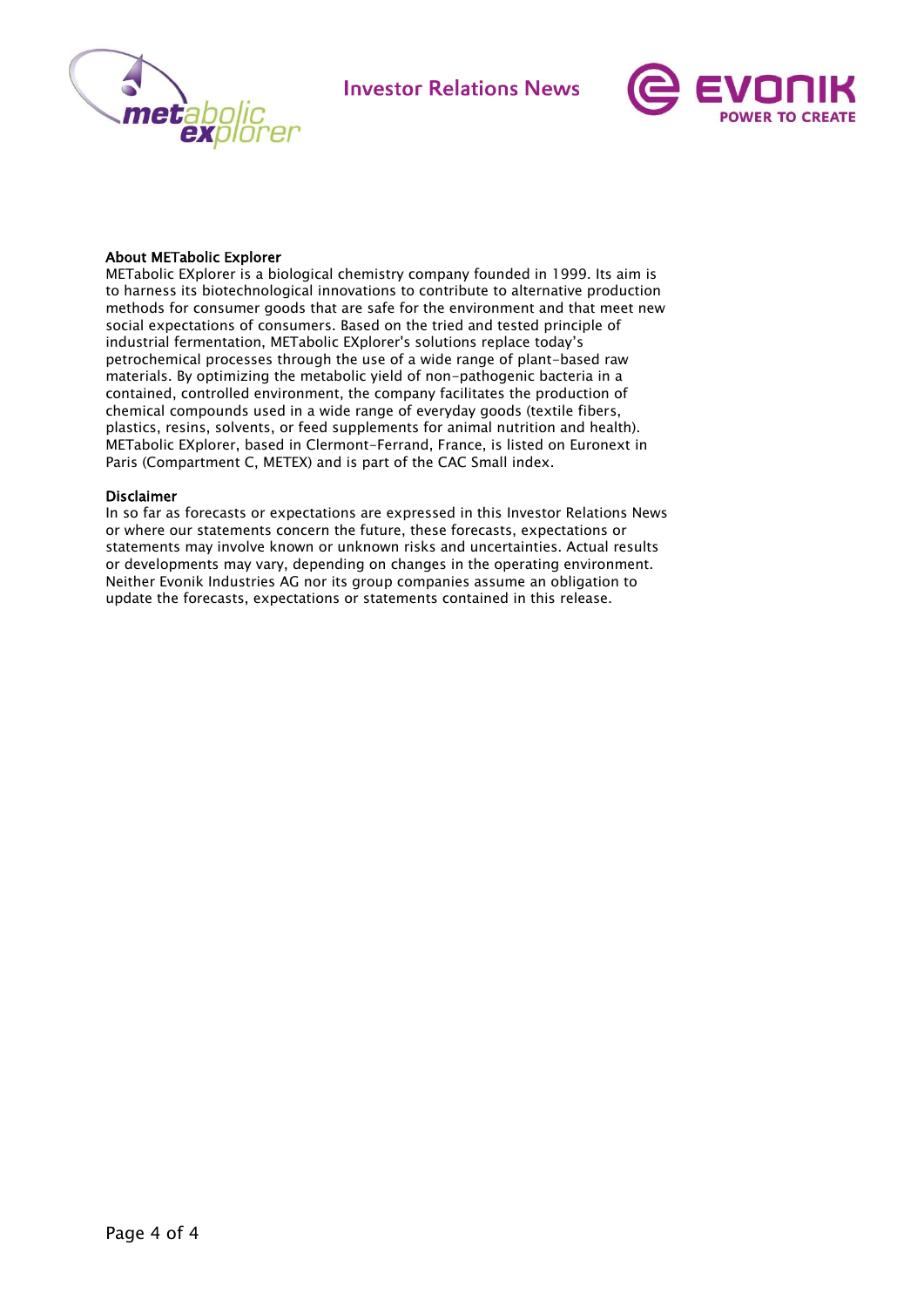**About METabolic Explorer**

METabolic EXplorer is a biological chemistry company founded in 1999. Its aim is to harness its biotechnological innovations to contribute to alternative production methods for consumer goods that are safe for the environment and that meet new social expectations of consumers. Based on the tried and tested principle of industrial fermentation, METabolic EXplorer's solutions replace today's petrochemical processes through the use of a wide range of plant-based raw materials. By optimizing the metabolic yield of non-pathogenic bacteria in a contained, controlled environment, the company facilitates the production of chemical compounds used in a wide range of everyday goods (textile fibers, plastics, resins, solvents, or feed supplements for animal nutrition and health). METabolic EXplorer, based in Clermont-Ferrand, France, is listed on Euronext in Paris (Compartment C, METEX) and is part of the CAC Small index.

**Disclaimer**

In so far as forecasts or expectations are expressed in this Investor Relations News or where our statements concern the future, these forecasts, expectations or statements may involve known or unknown risks and uncertainties. Actual results or developments may vary, depending on changes in the operating environment. Neither Evonik Industries AG nor its group companies assume an obligation to update the forecasts, expectations or statements contained in this release.